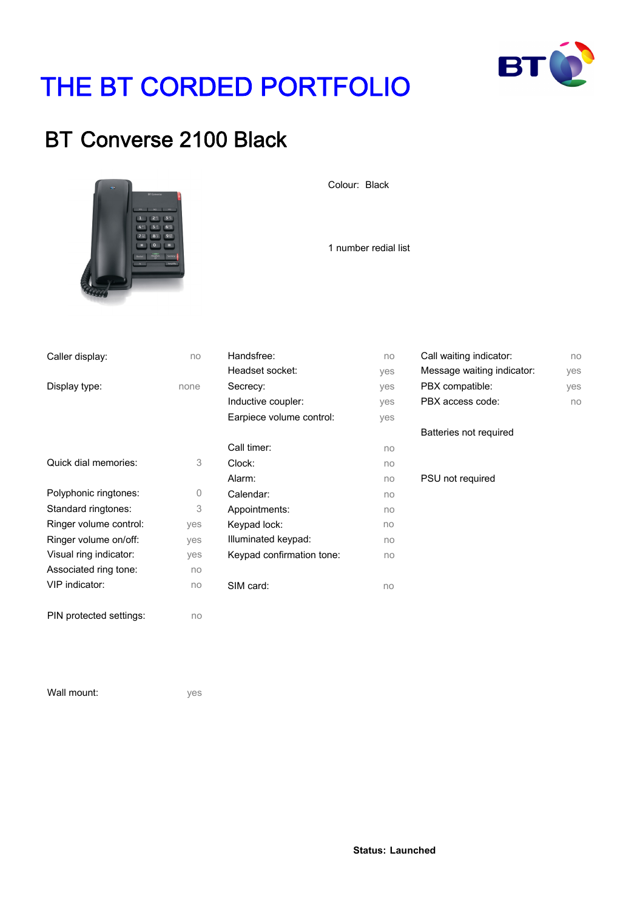# THE BT CORDED PORTFOLIO

## BT Converse 2100 Black

Colour: Black

1 number redial list

| | |
|---|---|
| Caller display: | no |
| Display type: | none |
| Quick dial memories: | 3 |
| Polyphonic ringtones: | 0 |
| Standard ringtones: | 3 |
| Ringer volume control: | yes |
| Ringer volume on/off: | yes |
| Visual ring indicator: | yes |
| Associated ring tone: | no |
| VIP indicator: | no |
| PIN protected settings: | no |
| Wall mount: | yes |

| | |
|---|---|
| Handsfree: | no |
| Headset socket: | yes |
| Secrecy: | yes |
| Inductive coupler: | yes |
| Earpiece volume control: | yes |
| Call timer: | no |
| Clock: | no |
| Alarm: | no |
| Calendar: | no |
| Appointments: | no |
| Keypad lock: | no |
| Illuminated keypad: | no |
| Keypad confirmation tone: | no |
| SIM card: | no |

| | |
|---|---|
| Call waiting indicator: | no |
| Message waiting indicator: | yes |
| PBX compatible: | yes |
| PBX access code: | no |

Batteries not required

PSU not required

**Status: Launched**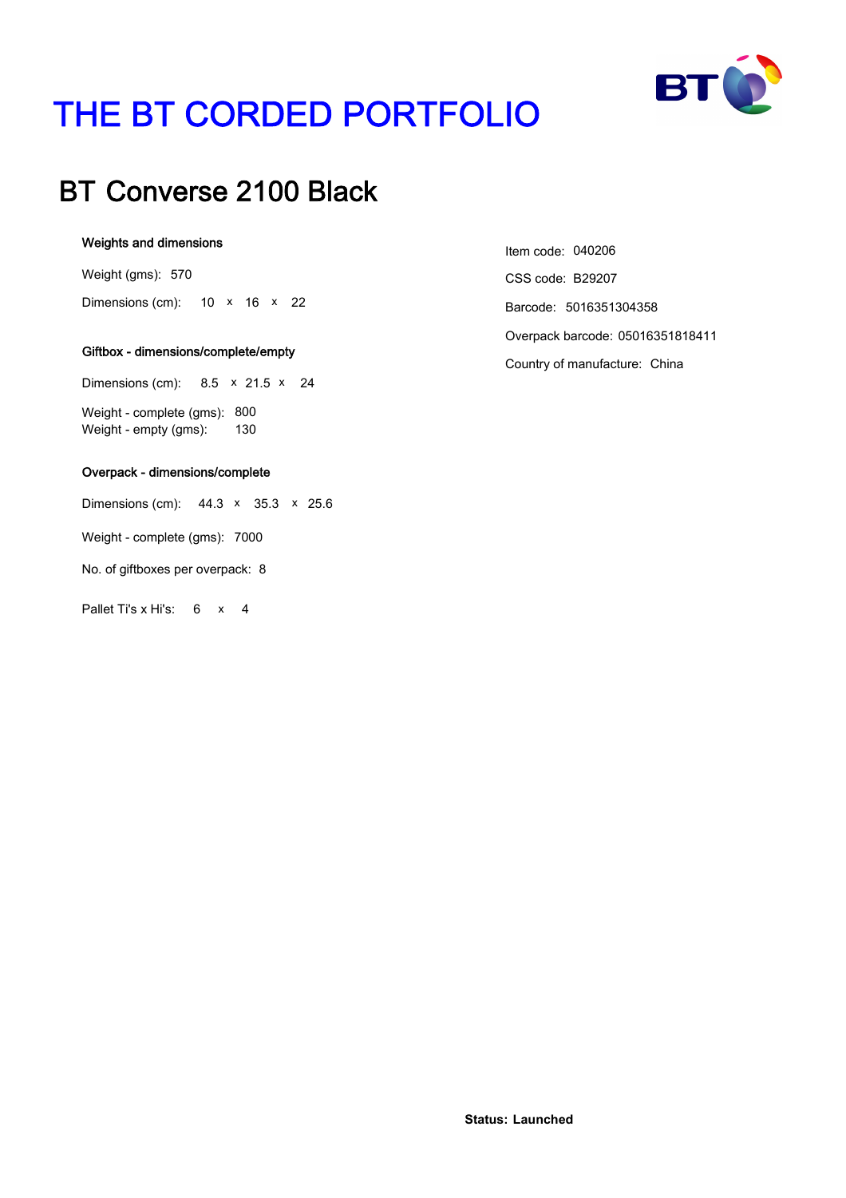# THE BT CORDED PORTFOLIO

## BT Converse 2100 Black

### Weights and dimensions

Weight (gms): 570

Dimensions (cm): 10 x 16 x 22

### Giftbox - dimensions/complete/empty

Dimensions (cm): 8.5 x 21.5 x 24

Weight - complete (gms): 800
Weight - empty (gms): 130

### Overpack - dimensions/complete

Dimensions (cm): 44.3 x 35.3 x 25.6

Weight - complete (gms): 7000

No. of giftboxes per overpack: 8

Pallet Ti's x Hi's: 6 x 4

Item code: 040206

CSS code: B29207

Barcode: 5016351304358

Overpack barcode: 05016351818411

Country of manufacture: China

**Status: Launched**